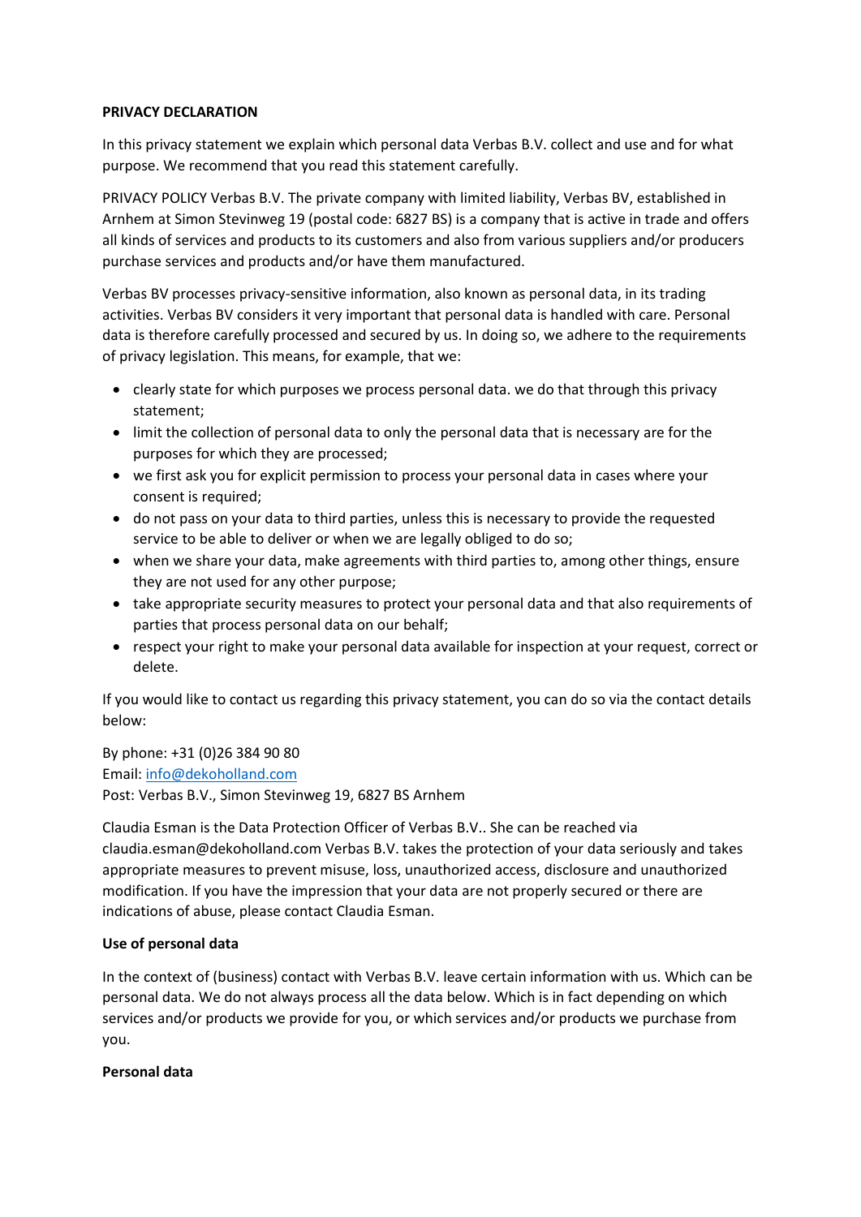**PRIVACY DECLARATION**

In this privacy statement we explain which personal data Verbas B.V. collect and use and for what purpose. We recommend that you read this statement carefully.

PRIVACY POLICY Verbas B.V. The private company with limited liability, Verbas BV, established in Arnhem at Simon Stevinweg 19 (postal code: 6827 BS) is a company that is active in trade and offers all kinds of services and products to its customers and also from various suppliers and/or producers purchase services and products and/or have them manufactured.

Verbas BV processes privacy-sensitive information, also known as personal data, in its trading activities. Verbas BV considers it very important that personal data is handled with care. Personal data is therefore carefully processed and secured by us. In doing so, we adhere to the requirements of privacy legislation. This means, for example, that we:

- clearly state for which purposes we process personal data. we do that through this privacy statement;
- limit the collection of personal data to only the personal data that is necessary are for the purposes for which they are processed;
- we first ask you for explicit permission to process your personal data in cases where your consent is required;
- do not pass on your data to third parties, unless this is necessary to provide the requested service to be able to deliver or when we are legally obliged to do so;
- when we share your data, make agreements with third parties to, among other things, ensure they are not used for any other purpose;
- take appropriate security measures to protect your personal data and that also requirements of parties that process personal data on our behalf;
- respect your right to make your personal data available for inspection at your request, correct or delete.

If you would like to contact us regarding this privacy statement, you can do so via the contact details below:

By phone: +31 (0)26 384 90 80
Email: info@dekoholland.com
Post: Verbas B.V., Simon Stevinweg 19, 6827 BS Arnhem

Claudia Esman is the Data Protection Officer of Verbas B.V.. She can be reached via claudia.esman@dekoholland.com Verbas B.V. takes the protection of your data seriously and takes appropriate measures to prevent misuse, loss, unauthorized access, disclosure and unauthorized modification. If you have the impression that your data are not properly secured or there are indications of abuse, please contact Claudia Esman.

**Use of personal data**

In the context of (business) contact with Verbas B.V. leave certain information with us. Which can be personal data. We do not always process all the data below. Which is in fact depending on which services and/or products we provide for you, or which services and/or products we purchase from you.

**Personal data**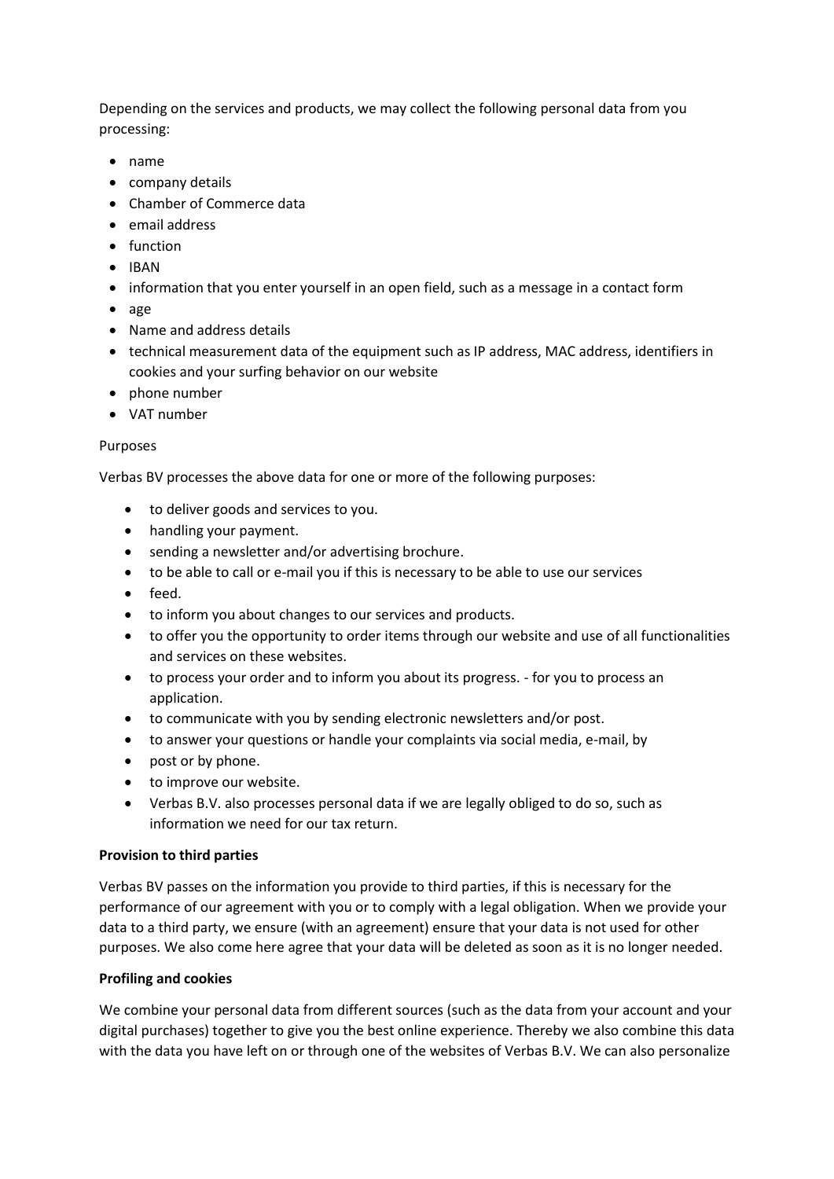Depending on the services and products, we may collect the following personal data from you processing:

- name
- company details
- Chamber of Commerce data
- email address
- function
- IBAN
- information that you enter yourself in an open field, such as a message in a contact form
- age
- Name and address details
- technical measurement data of the equipment such as IP address, MAC address, identifiers in cookies and your surfing behavior on our website
- phone number
- VAT number

Purposes

Verbas BV processes the above data for one or more of the following purposes:

- to deliver goods and services to you.
- handling your payment.
- sending a newsletter and/or advertising brochure.
- to be able to call or e-mail you if this is necessary to be able to use our services
- feed.
- to inform you about changes to our services and products.
- to offer you the opportunity to order items through our website and use of all functionalities and services on these websites.
- to process your order and to inform you about its progress. - for you to process an application.
- to communicate with you by sending electronic newsletters and/or post.
- to answer your questions or handle your complaints via social media, e-mail, by
- post or by phone.
- to improve our website.
- Verbas B.V. also processes personal data if we are legally obliged to do so, such as information we need for our tax return.

**Provision to third parties**

Verbas BV passes on the information you provide to third parties, if this is necessary for the performance of our agreement with you or to comply with a legal obligation. When we provide your data to a third party, we ensure (with an agreement) ensure that your data is not used for other purposes. We also come here agree that your data will be deleted as soon as it is no longer needed.

**Profiling and cookies**

We combine your personal data from different sources (such as the data from your account and your digital purchases) together to give you the best online experience. Thereby we also combine this data with the data you have left on or through one of the websites of Verbas B.V. We can also personalize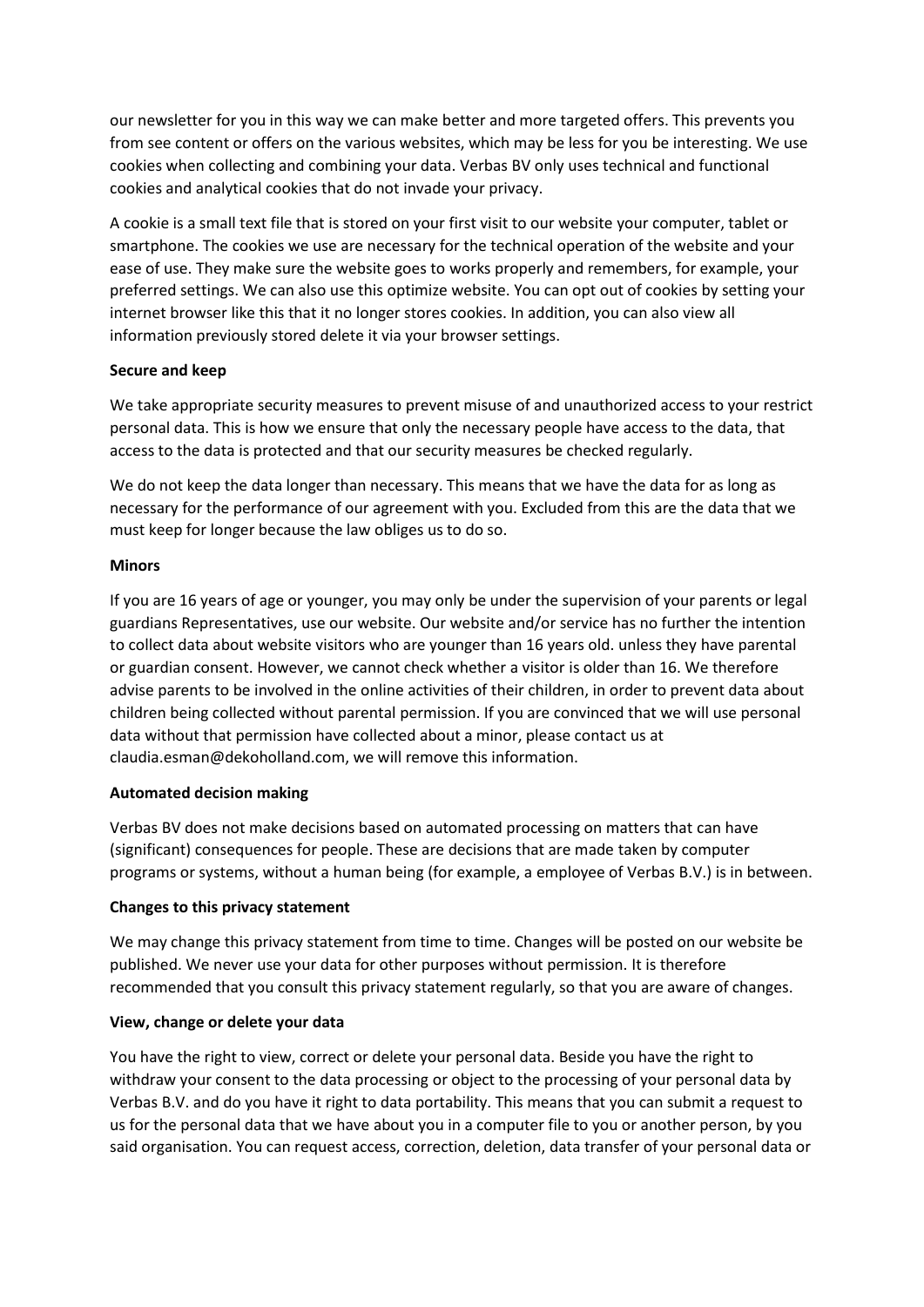our newsletter for you in this way we can make better and more targeted offers. This prevents you from see content or offers on the various websites, which may be less for you be interesting. We use cookies when collecting and combining your data. Verbas BV only uses technical and functional cookies and analytical cookies that do not invade your privacy.

A cookie is a small text file that is stored on your first visit to our website your computer, tablet or smartphone. The cookies we use are necessary for the technical operation of the website and your ease of use. They make sure the website goes to works properly and remembers, for example, your preferred settings. We can also use this optimize website. You can opt out of cookies by setting your internet browser like this that it no longer stores cookies. In addition, you can also view all information previously stored delete it via your browser settings.

**Secure and keep**

We take appropriate security measures to prevent misuse of and unauthorized access to your restrict personal data. This is how we ensure that only the necessary people have access to the data, that access to the data is protected and that our security measures be checked regularly.

We do not keep the data longer than necessary. This means that we have the data for as long as necessary for the performance of our agreement with you. Excluded from this are the data that we must keep for longer because the law obliges us to do so.

**Minors**

If you are 16 years of age or younger, you may only be under the supervision of your parents or legal guardians Representatives, use our website. Our website and/or service has no further the intention to collect data about website visitors who are younger than 16 years old. unless they have parental or guardian consent. However, we cannot check whether a visitor is older than 16. We therefore advise parents to be involved in the online activities of their children, in order to prevent data about children being collected without parental permission. If you are convinced that we will use personal data without that permission have collected about a minor, please contact us at claudia.esman@dekoholland.com, we will remove this information.

**Automated decision making**

Verbas BV does not make decisions based on automated processing on matters that can have (significant) consequences for people. These are decisions that are made taken by computer programs or systems, without a human being (for example, a employee of Verbas B.V.) is in between.

**Changes to this privacy statement**

We may change this privacy statement from time to time. Changes will be posted on our website be published. We never use your data for other purposes without permission. It is therefore recommended that you consult this privacy statement regularly, so that you are aware of changes.

**View, change or delete your data**

You have the right to view, correct or delete your personal data. Beside you have the right to withdraw your consent to the data processing or object to the processing of your personal data by Verbas B.V. and do you have it right to data portability. This means that you can submit a request to us for the personal data that we have about you in a computer file to you or another person, by you said organisation. You can request access, correction, deletion, data transfer of your personal data or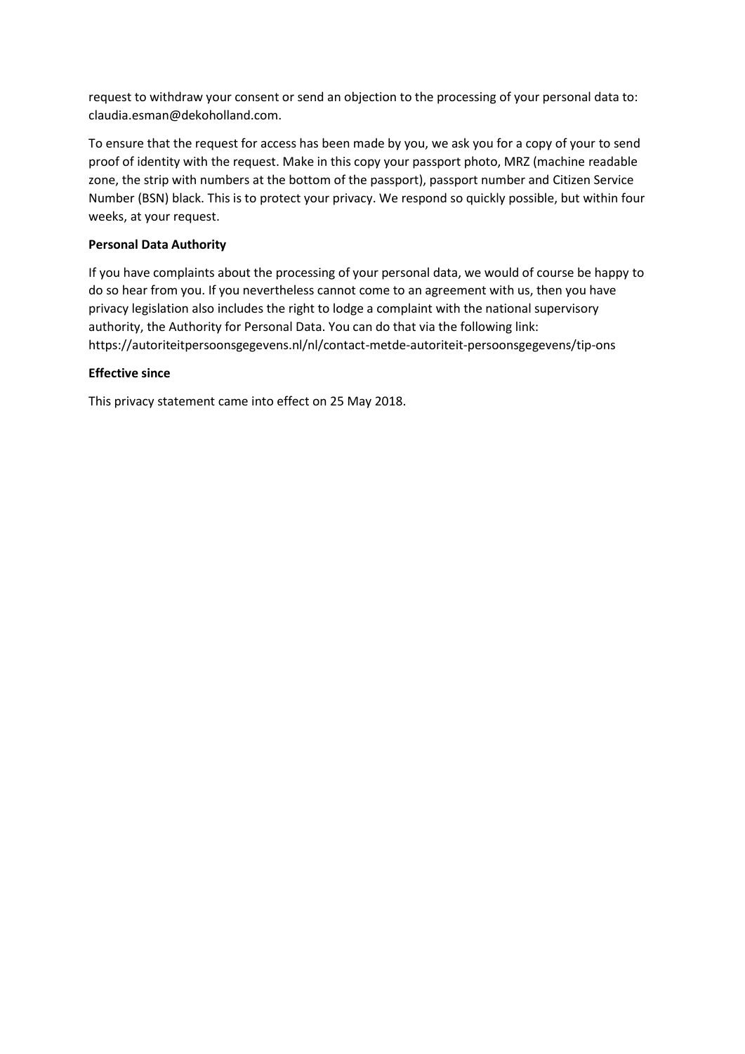request to withdraw your consent or send an objection to the processing of your personal data to: claudia.esman@dekoholland.com.

To ensure that the request for access has been made by you, we ask you for a copy of your to send proof of identity with the request. Make in this copy your passport photo, MRZ (machine readable zone, the strip with numbers at the bottom of the passport), passport number and Citizen Service Number (BSN) black. This is to protect your privacy. We respond so quickly possible, but within four weeks, at your request.

**Personal Data Authority**

If you have complaints about the processing of your personal data, we would of course be happy to do so hear from you. If you nevertheless cannot come to an agreement with us, then you have privacy legislation also includes the right to lodge a complaint with the national supervisory authority, the Authority for Personal Data. You can do that via the following link: https://autoriteitpersoonsgegevens.nl/nl/contact-metde-autoriteit-persoonsgegevens/tip-ons

**Effective since**

This privacy statement came into effect on 25 May 2018.